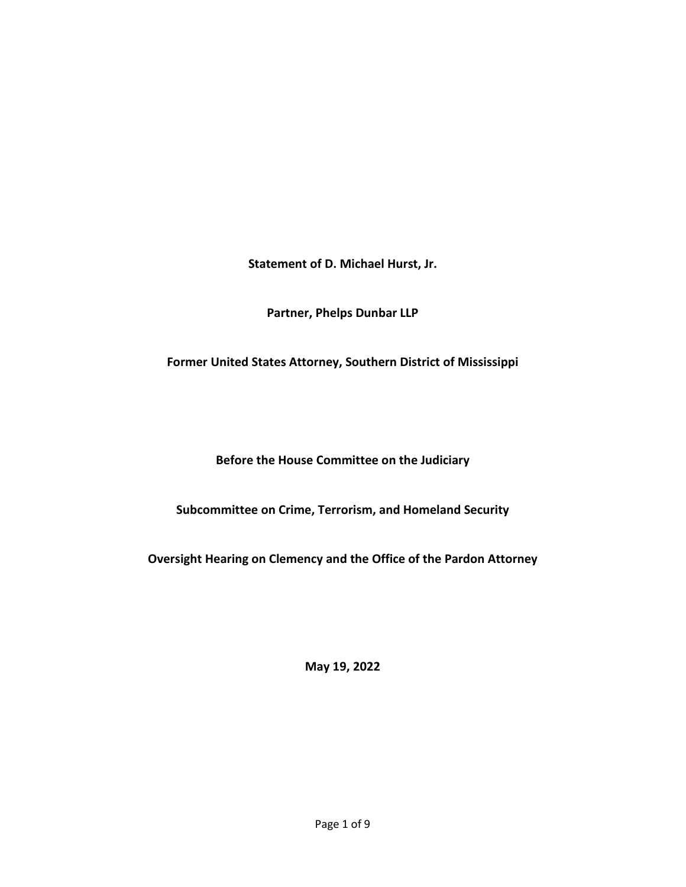**Statement of D. Michael Hurst, Jr.**

**Partner, Phelps Dunbar LLP**

**Former United States Attorney, Southern District of Mississippi**

**Before the House Committee on the Judiciary**

**Subcommittee on Crime, Terrorism, and Homeland Security**

**Oversight Hearing on Clemency and the Office of the Pardon Attorney**

**May 19, 2022**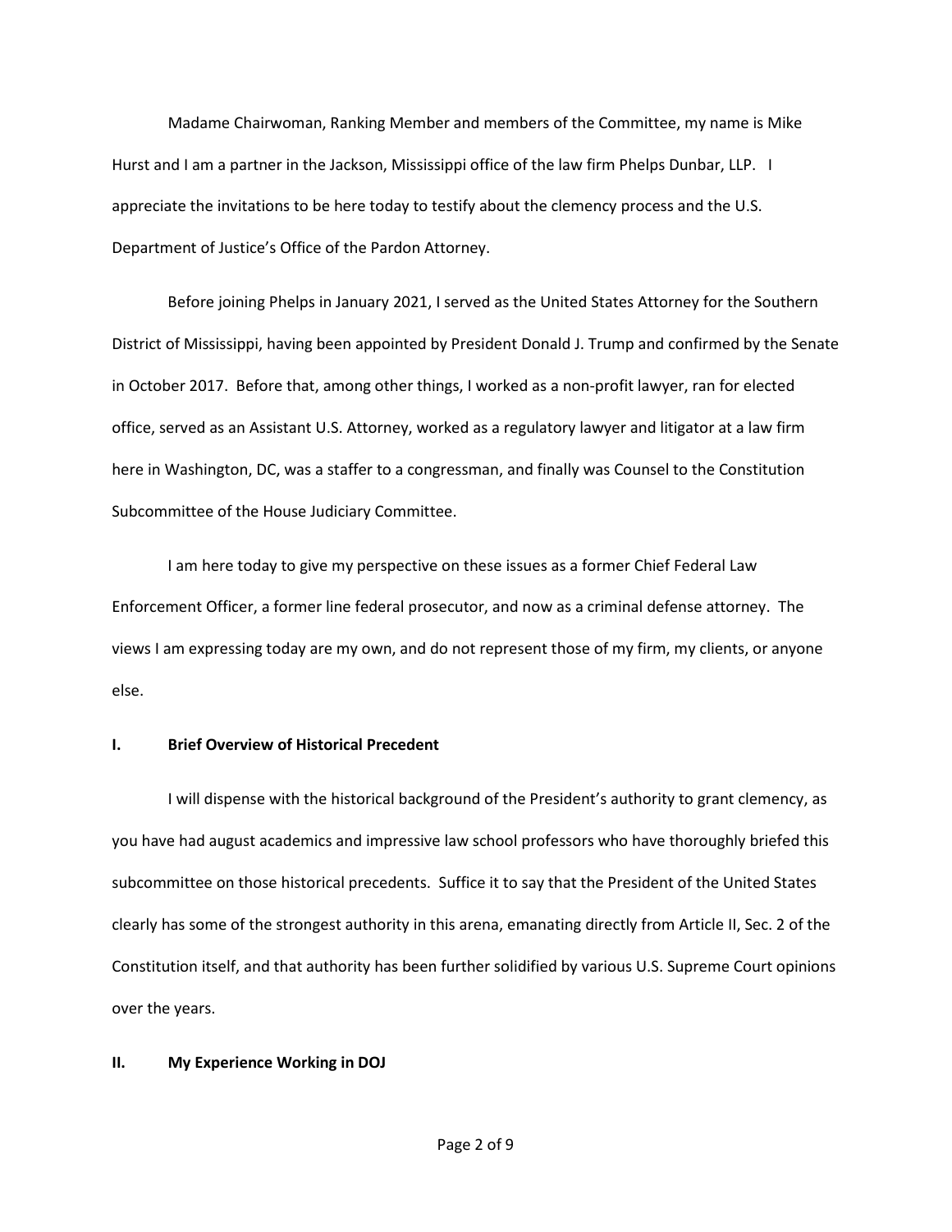Madame Chairwoman, Ranking Member and members of the Committee, my name is Mike Hurst and I am a partner in the Jackson, Mississippi office of the law firm Phelps Dunbar, LLP. I appreciate the invitations to be here today to testify about the clemency process and the U.S. Department of Justice's Office of the Pardon Attorney.

Before joining Phelps in January 2021, I served as the United States Attorney for the Southern District of Mississippi, having been appointed by President Donald J. Trump and confirmed by the Senate in October 2017. Before that, among other things, I worked as a non-profit lawyer, ran for elected office, served as an Assistant U.S. Attorney, worked as a regulatory lawyer and litigator at a law firm here in Washington, DC, was a staffer to a congressman, and finally was Counsel to the Constitution Subcommittee of the House Judiciary Committee.

I am here today to give my perspective on these issues as a former Chief Federal Law Enforcement Officer, a former line federal prosecutor, and now as a criminal defense attorney. The views I am expressing today are my own, and do not represent those of my firm, my clients, or anyone else.

## I. Brief Overview of Historical Precedent

I will dispense with the historical background of the President's authority to grant clemency, as you have had august academics and impressive law school professors who have thoroughly briefed this subcommittee on those historical precedents. Suffice it to say that the President of the United States clearly has some of the strongest authority in this arena, emanating directly from Article II, Sec. 2 of the Constitution itself, and that authority has been further solidified by various U.S. Supreme Court opinions over the years.

## II. My Experience Working in DOJ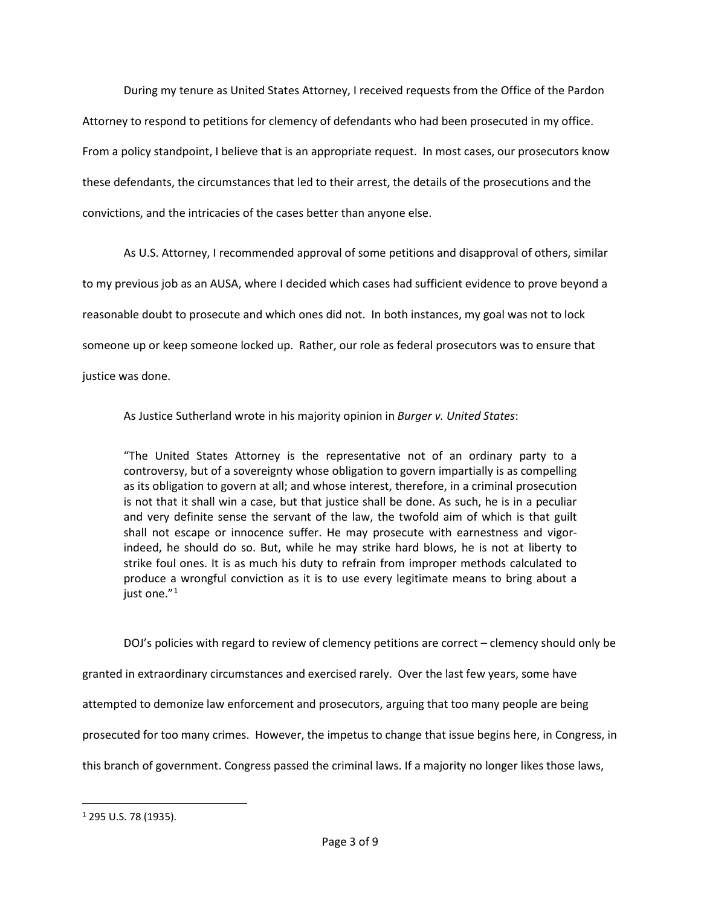During my tenure as United States Attorney, I received requests from the Office of the Pardon Attorney to respond to petitions for clemency of defendants who had been prosecuted in my office. From a policy standpoint, I believe that is an appropriate request. In most cases, our prosecutors know these defendants, the circumstances that led to their arrest, the details of the prosecutions and the convictions, and the intricacies of the cases better than anyone else.

As U.S. Attorney, I recommended approval of some petitions and disapproval of others, similar to my previous job as an AUSA, where I decided which cases had sufficient evidence to prove beyond a reasonable doubt to prosecute and which ones did not. In both instances, my goal was not to lock someone up or keep someone locked up. Rather, our role as federal prosecutors was to ensure that justice was done.

As Justice Sutherland wrote in his majority opinion in *Burger v. United States*:

> "The United States Attorney is the representative not of an ordinary party to a controversy, but of a sovereignty whose obligation to govern impartially is as compelling as its obligation to govern at all; and whose interest, therefore, in a criminal prosecution is not that it shall win a case, but that justice shall be done. As such, he is in a peculiar and very definite sense the servant of the law, the twofold aim of which is that guilt shall not escape or innocence suffer. He may prosecute with earnestness and vigor-indeed, he should do so. But, while he may strike hard blows, he is not at liberty to strike foul ones. It is as much his duty to refrain from improper methods calculated to produce a wrongful conviction as it is to use every legitimate means to bring about a just one."[1]

DOJ's policies with regard to review of clemency petitions are correct – clemency should only be granted in extraordinary circumstances and exercised rarely. Over the last few years, some have attempted to demonize law enforcement and prosecutors, arguing that too many people are being prosecuted for too many crimes. However, the impetus to change that issue begins here, in Congress, in this branch of government. Congress passed the criminal laws. If a majority no longer likes those laws,

---

[1] 295 U.S. 78 (1935).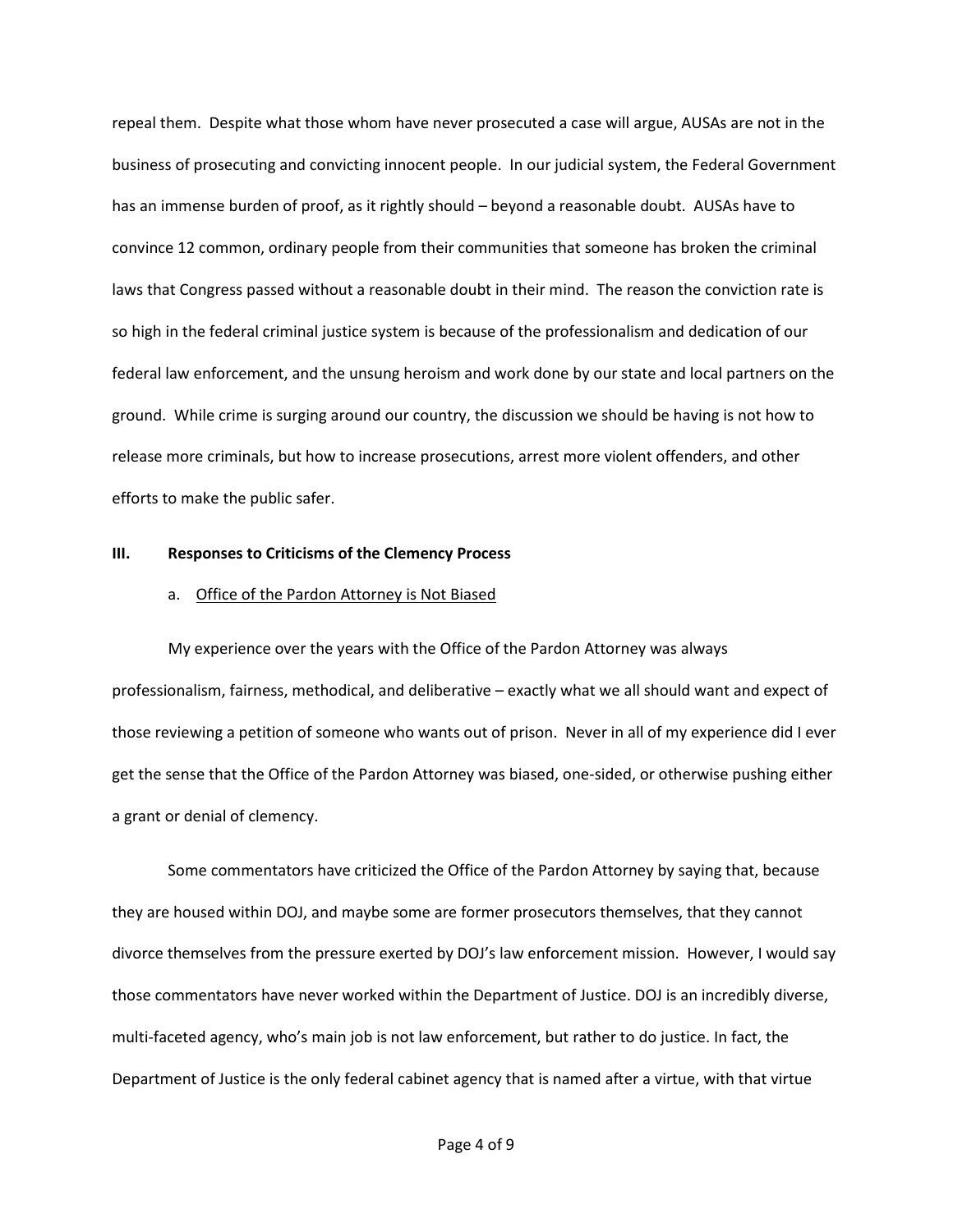repeal them. Despite what those whom have never prosecuted a case will argue, AUSAs are not in the business of prosecuting and convicting innocent people. In our judicial system, the Federal Government has an immense burden of proof, as it rightly should – beyond a reasonable doubt. AUSAs have to convince 12 common, ordinary people from their communities that someone has broken the criminal laws that Congress passed without a reasonable doubt in their mind. The reason the conviction rate is so high in the federal criminal justice system is because of the professionalism and dedication of our federal law enforcement, and the unsung heroism and work done by our state and local partners on the ground. While crime is surging around our country, the discussion we should be having is not how to release more criminals, but how to increase prosecutions, arrest more violent offenders, and other efforts to make the public safer.

## III. Responses to Criticisms of the Clemency Process

### a. Office of the Pardon Attorney is Not Biased

My experience over the years with the Office of the Pardon Attorney was always professionalism, fairness, methodical, and deliberative – exactly what we all should want and expect of those reviewing a petition of someone who wants out of prison. Never in all of my experience did I ever get the sense that the Office of the Pardon Attorney was biased, one-sided, or otherwise pushing either a grant or denial of clemency.

Some commentators have criticized the Office of the Pardon Attorney by saying that, because they are housed within DOJ, and maybe some are former prosecutors themselves, that they cannot divorce themselves from the pressure exerted by DOJ's law enforcement mission. However, I would say those commentators have never worked within the Department of Justice. DOJ is an incredibly diverse, multi-faceted agency, who's main job is not law enforcement, but rather to do justice. In fact, the Department of Justice is the only federal cabinet agency that is named after a virtue, with that virtue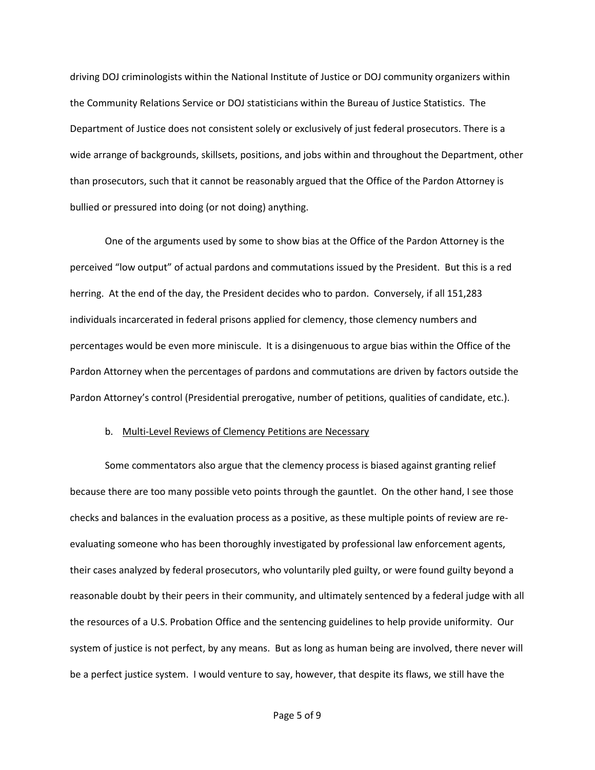driving DOJ criminologists within the National Institute of Justice or DOJ community organizers within the Community Relations Service or DOJ statisticians within the Bureau of Justice Statistics. The Department of Justice does not consistent solely or exclusively of just federal prosecutors. There is a wide arrange of backgrounds, skillsets, positions, and jobs within and throughout the Department, other than prosecutors, such that it cannot be reasonably argued that the Office of the Pardon Attorney is bullied or pressured into doing (or not doing) anything.

One of the arguments used by some to show bias at the Office of the Pardon Attorney is the perceived "low output" of actual pardons and commutations issued by the President. But this is a red herring. At the end of the day, the President decides who to pardon. Conversely, if all 151,283 individuals incarcerated in federal prisons applied for clemency, those clemency numbers and percentages would be even more miniscule. It is a disingenuous to argue bias within the Office of the Pardon Attorney when the percentages of pardons and commutations are driven by factors outside the Pardon Attorney's control (Presidential prerogative, number of petitions, qualities of candidate, etc.).

b. <u>Multi-Level Reviews of Clemency Petitions are Necessary</u>

Some commentators also argue that the clemency process is biased against granting relief because there are too many possible veto points through the gauntlet. On the other hand, I see those checks and balances in the evaluation process as a positive, as these multiple points of review are re-evaluating someone who has been thoroughly investigated by professional law enforcement agents, their cases analyzed by federal prosecutors, who voluntarily pled guilty, or were found guilty beyond a reasonable doubt by their peers in their community, and ultimately sentenced by a federal judge with all the resources of a U.S. Probation Office and the sentencing guidelines to help provide uniformity. Our system of justice is not perfect, by any means. But as long as human being are involved, there never will be a perfect justice system. I would venture to say, however, that despite its flaws, we still have the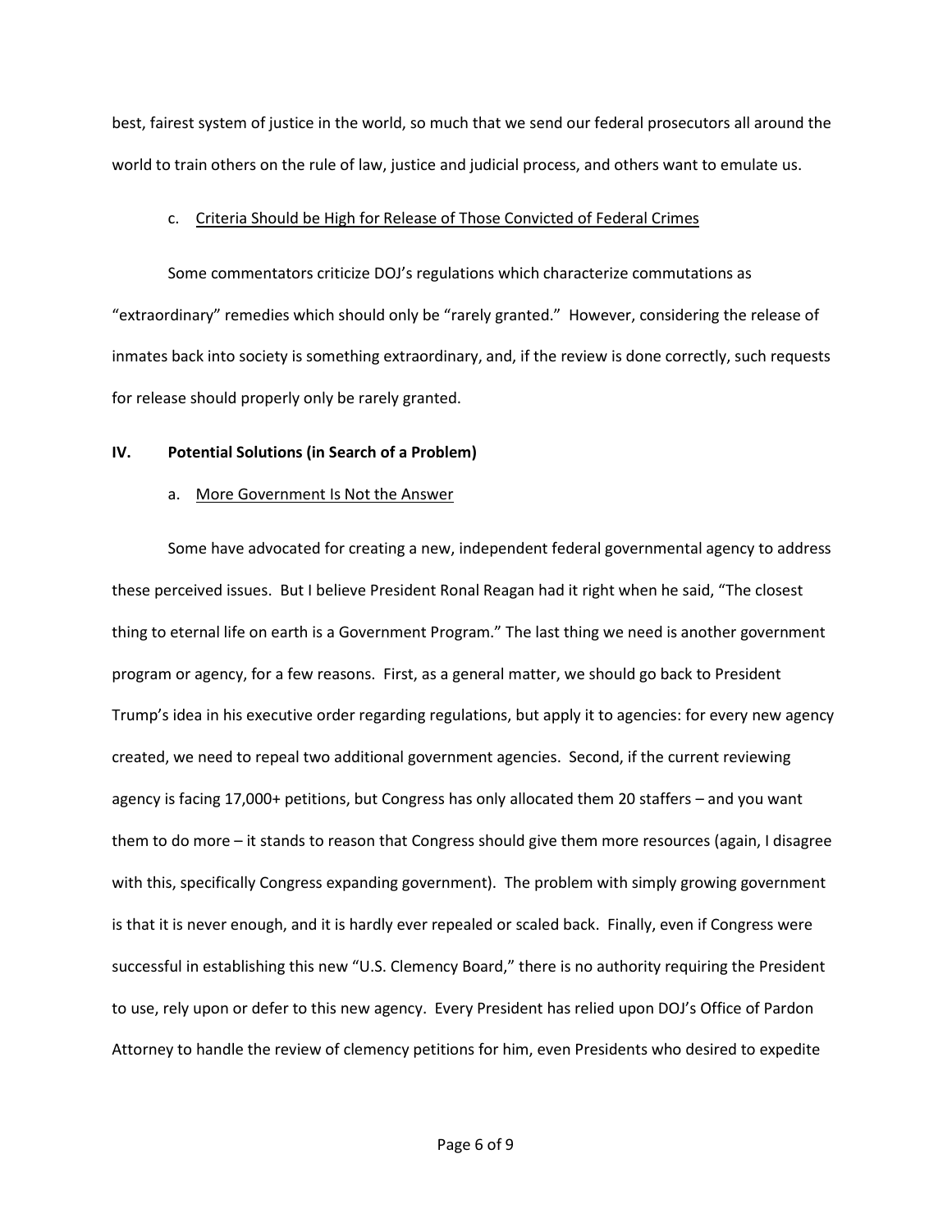best, fairest system of justice in the world, so much that we send our federal prosecutors all around the world to train others on the rule of law, justice and judicial process, and others want to emulate us.

c. Criteria Should be High for Release of Those Convicted of Federal Crimes

Some commentators criticize DOJ's regulations which characterize commutations as "extraordinary" remedies which should only be "rarely granted." However, considering the release of inmates back into society is something extraordinary, and, if the review is done correctly, such requests for release should properly only be rarely granted.

## IV. Potential Solutions (in Search of a Problem)

a. More Government Is Not the Answer

Some have advocated for creating a new, independent federal governmental agency to address these perceived issues. But I believe President Ronal Reagan had it right when he said, "The closest thing to eternal life on earth is a Government Program." The last thing we need is another government program or agency, for a few reasons. First, as a general matter, we should go back to President Trump's idea in his executive order regarding regulations, but apply it to agencies: for every new agency created, we need to repeal two additional government agencies. Second, if the current reviewing agency is facing 17,000+ petitions, but Congress has only allocated them 20 staffers – and you want them to do more – it stands to reason that Congress should give them more resources (again, I disagree with this, specifically Congress expanding government). The problem with simply growing government is that it is never enough, and it is hardly ever repealed or scaled back. Finally, even if Congress were successful in establishing this new "U.S. Clemency Board," there is no authority requiring the President to use, rely upon or defer to this new agency. Every President has relied upon DOJ's Office of Pardon Attorney to handle the review of clemency petitions for him, even Presidents who desired to expedite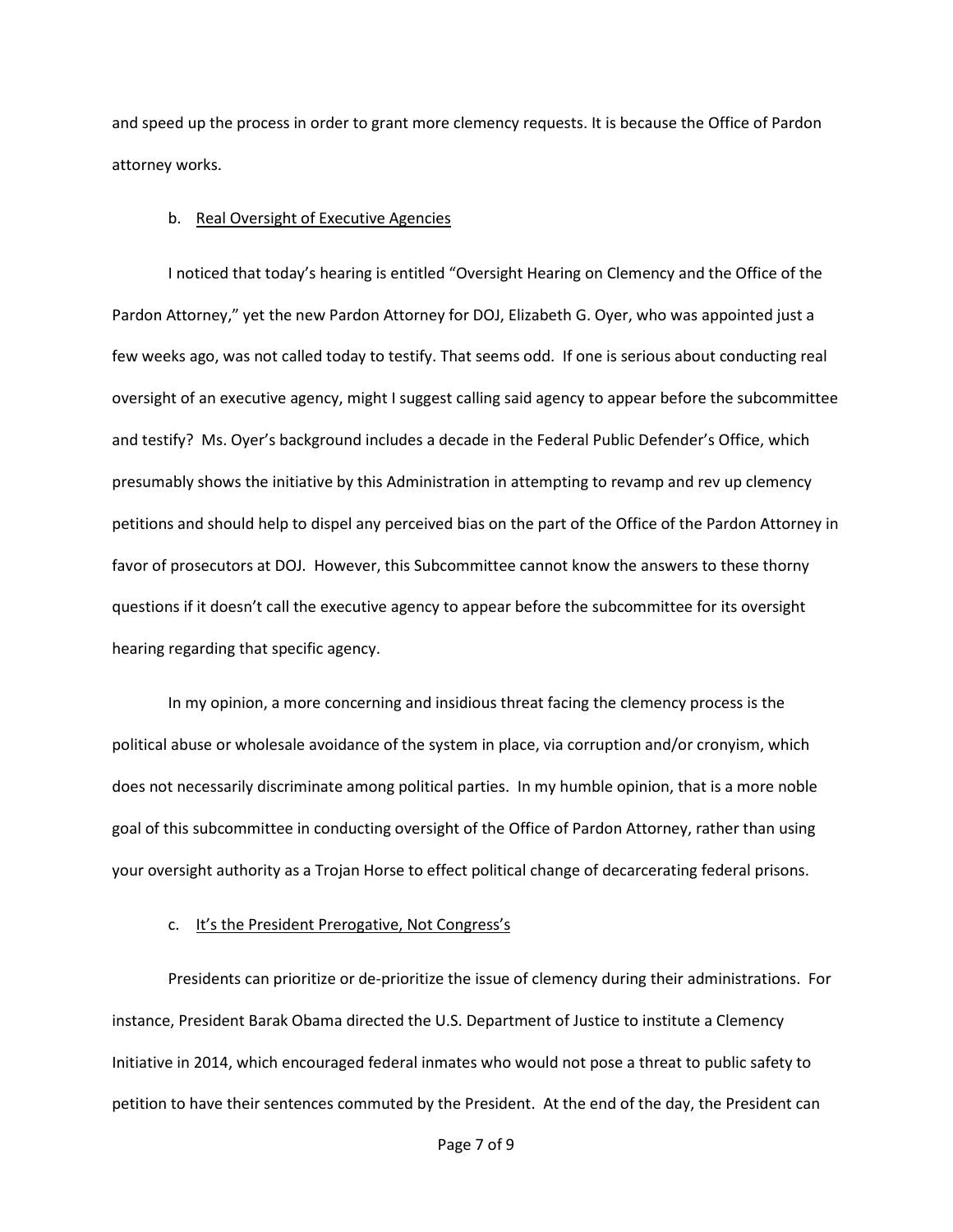and speed up the process in order to grant more clemency requests. It is because the Office of Pardon attorney works.

b. <u>Real Oversight of Executive Agencies</u>

I noticed that today's hearing is entitled "Oversight Hearing on Clemency and the Office of the Pardon Attorney," yet the new Pardon Attorney for DOJ, Elizabeth G. Oyer, who was appointed just a few weeks ago, was not called today to testify. That seems odd. If one is serious about conducting real oversight of an executive agency, might I suggest calling said agency to appear before the subcommittee and testify? Ms. Oyer's background includes a decade in the Federal Public Defender's Office, which presumably shows the initiative by this Administration in attempting to revamp and rev up clemency petitions and should help to dispel any perceived bias on the part of the Office of the Pardon Attorney in favor of prosecutors at DOJ. However, this Subcommittee cannot know the answers to these thorny questions if it doesn't call the executive agency to appear before the subcommittee for its oversight hearing regarding that specific agency.

In my opinion, a more concerning and insidious threat facing the clemency process is the political abuse or wholesale avoidance of the system in place, via corruption and/or cronyism, which does not necessarily discriminate among political parties. In my humble opinion, that is a more noble goal of this subcommittee in conducting oversight of the Office of Pardon Attorney, rather than using your oversight authority as a Trojan Horse to effect political change of decarcerating federal prisons.

c. <u>It's the President Prerogative, Not Congress's</u>

Presidents can prioritize or de-prioritize the issue of clemency during their administrations. For instance, President Barak Obama directed the U.S. Department of Justice to institute a Clemency Initiative in 2014, which encouraged federal inmates who would not pose a threat to public safety to petition to have their sentences commuted by the President. At the end of the day, the President can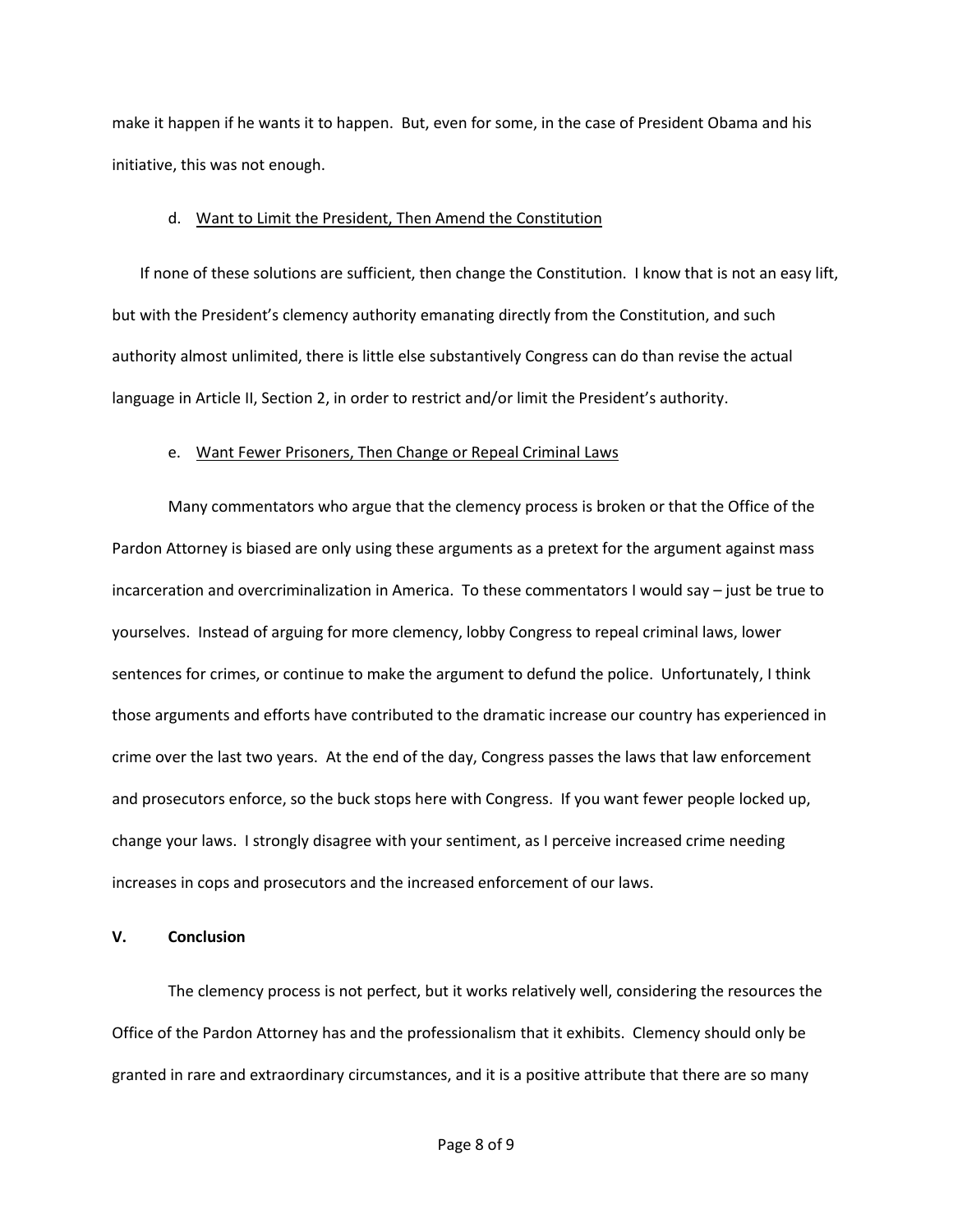make it happen if he wants it to happen. But, even for some, in the case of President Obama and his initiative, this was not enough.

d. Want to Limit the President, Then Amend the Constitution

If none of these solutions are sufficient, then change the Constitution. I know that is not an easy lift, but with the President's clemency authority emanating directly from the Constitution, and such authority almost unlimited, there is little else substantively Congress can do than revise the actual language in Article II, Section 2, in order to restrict and/or limit the President's authority.

e. Want Fewer Prisoners, Then Change or Repeal Criminal Laws

Many commentators who argue that the clemency process is broken or that the Office of the Pardon Attorney is biased are only using these arguments as a pretext for the argument against mass incarceration and overcriminalization in America. To these commentators I would say – just be true to yourselves. Instead of arguing for more clemency, lobby Congress to repeal criminal laws, lower sentences for crimes, or continue to make the argument to defund the police. Unfortunately, I think those arguments and efforts have contributed to the dramatic increase our country has experienced in crime over the last two years. At the end of the day, Congress passes the laws that law enforcement and prosecutors enforce, so the buck stops here with Congress. If you want fewer people locked up, change your laws. I strongly disagree with your sentiment, as I perceive increased crime needing increases in cops and prosecutors and the increased enforcement of our laws.

## V. Conclusion

The clemency process is not perfect, but it works relatively well, considering the resources the Office of the Pardon Attorney has and the professionalism that it exhibits. Clemency should only be granted in rare and extraordinary circumstances, and it is a positive attribute that there are so many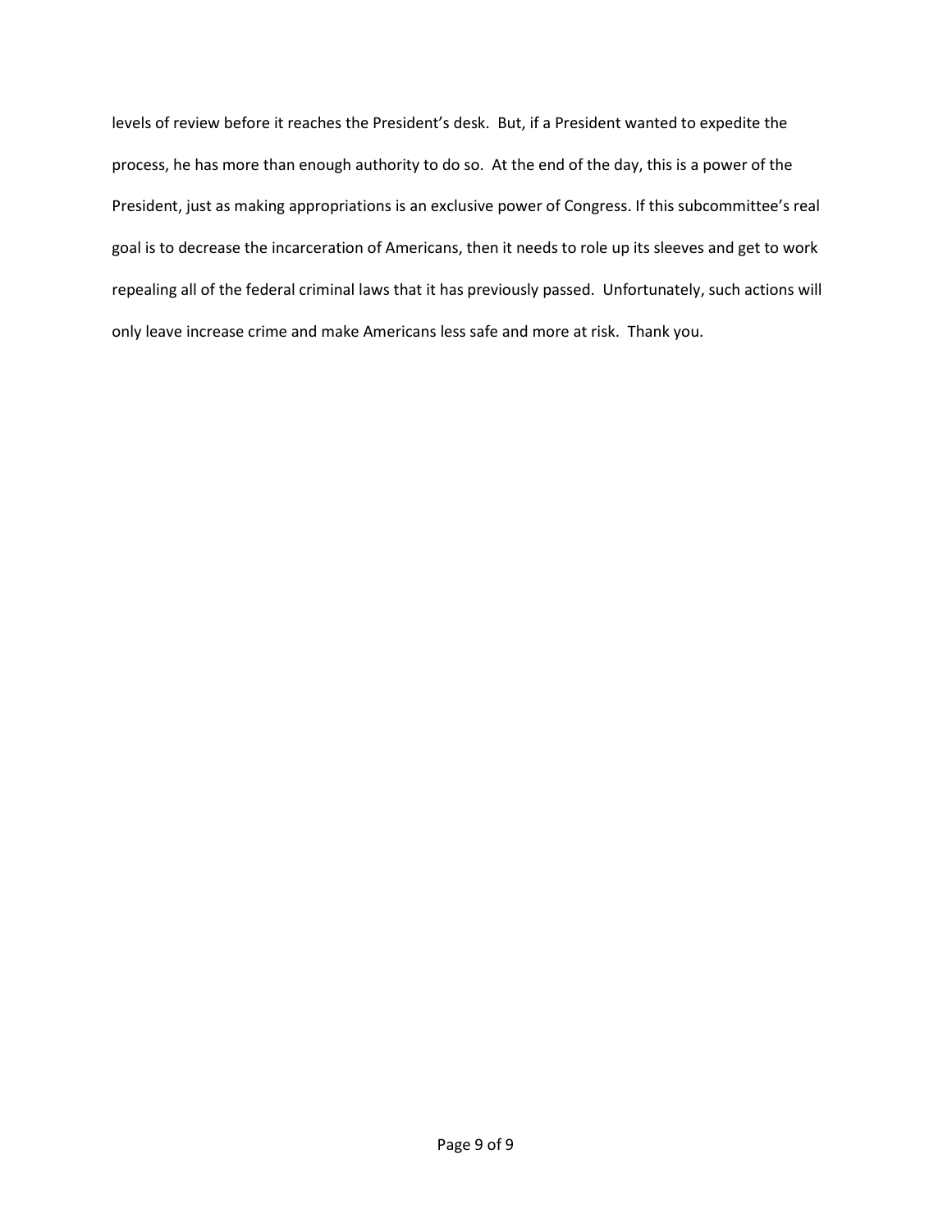levels of review before it reaches the President's desk. But, if a President wanted to expedite the process, he has more than enough authority to do so. At the end of the day, this is a power of the President, just as making appropriations is an exclusive power of Congress. If this subcommittee's real goal is to decrease the incarceration of Americans, then it needs to role up its sleeves and get to work repealing all of the federal criminal laws that it has previously passed. Unfortunately, such actions will only leave increase crime and make Americans less safe and more at risk. Thank you.